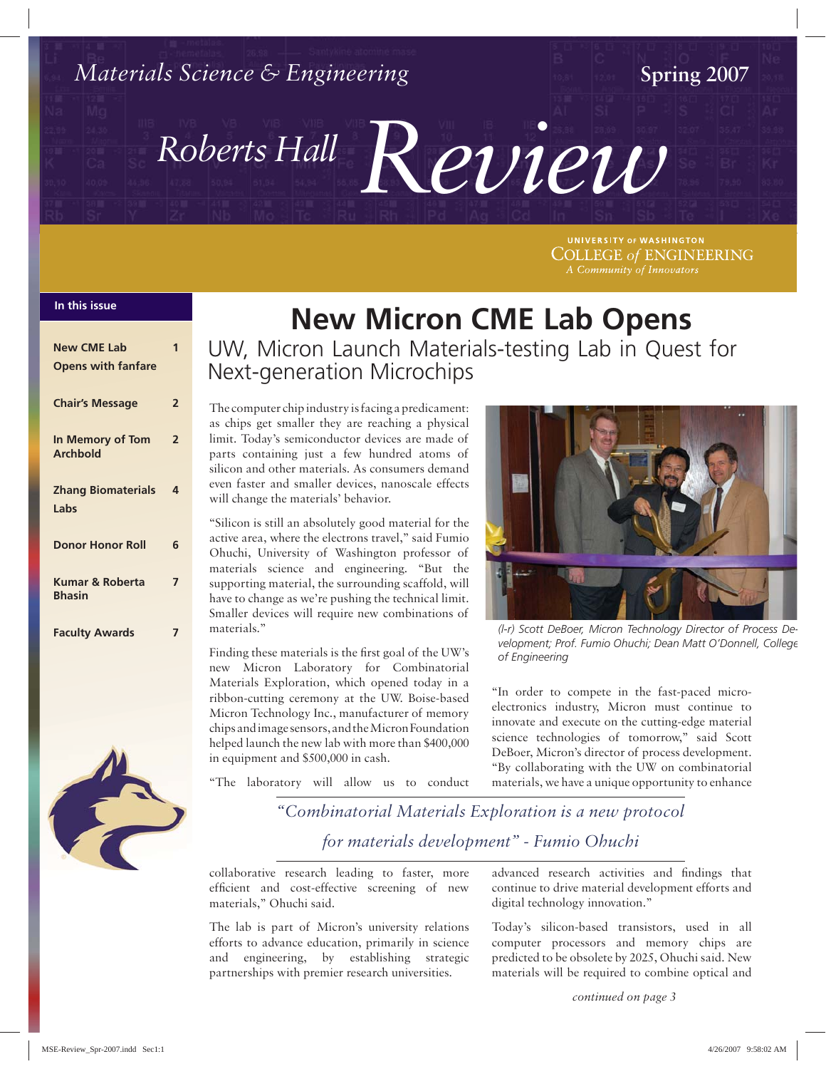Materials Science & Engineering

Spring 2007

# Roberts Hall Review

UNIVERSITY OF WASHINGTON
COLLEGE of ENGINEERING
*A Community of Innovators*

**In this issue**

| | |
|---|---|
| **New CME Lab Opens with fanfare** | **1** |
| **Chair's Message** | **2** |
| **In Memory of Tom Archbold** | **2** |
| **Zhang Biomaterials Labs** | **4** |
| **Donor Honor Roll** | **6** |
| **Kumar & Roberta Bhasin** | **7** |
| **Faculty Awards** | **7** |

# New Micron CME Lab Opens

## UW, Micron Launch Materials-testing Lab in Quest for Next-generation Microchips

The computer chip industry is facing a predicament: as chips get smaller they are reaching a physical limit. Today's semiconductor devices are made of parts containing just a few hundred atoms of silicon and other materials. As consumers demand even faster and smaller devices, nanoscale effects will change the materials' behavior.

"Silicon is still an absolutely good material for the active area, where the electrons travel," said Fumio Ohuchi, University of Washington professor of materials science and engineering. "But the supporting material, the surrounding scaffold, will have to change as we're pushing the technical limit. Smaller devices will require new combinations of materials."

Finding these materials is the first goal of the UW's new Micron Laboratory for Combinatorial Materials Exploration, which opened today in a ribbon-cutting ceremony at the UW. Boise-based Micron Technology Inc., manufacturer of memory chips and image sensors, and the Micron Foundation helped launch the new lab with more than $400,000 in equipment and $500,000 in cash.

"The laboratory will allow us to conduct collaborative research leading to faster, more efficient and cost-effective screening of new materials," Ohuchi said.

The lab is part of Micron's university relations efforts to advance education, primarily in science and engineering, by establishing strategic partnerships with premier research universities.

*(l-r) Scott DeBoer, Micron Technology Director of Process Development; Prof. Fumio Ohuchi; Dean Matt O'Donnell, College of Engineering*

"In order to compete in the fast-paced microelectronics industry, Micron must continue to innovate and execute on the cutting-edge material science technologies of tomorrow," said Scott DeBoer, Micron's director of process development. "By collaborating with the UW on combinatorial materials, we have a unique opportunity to enhance advanced research activities and findings that continue to drive material development efforts and digital technology innovation."

*"Combinatorial Materials Exploration is a new protocol for materials development" - Fumio Ohuchi*

Today's silicon-based transistors, used in all computer processors and memory chips are predicted to be obsolete by 2025, Ohuchi said. New materials will be required to combine optical and

*continued on page 3*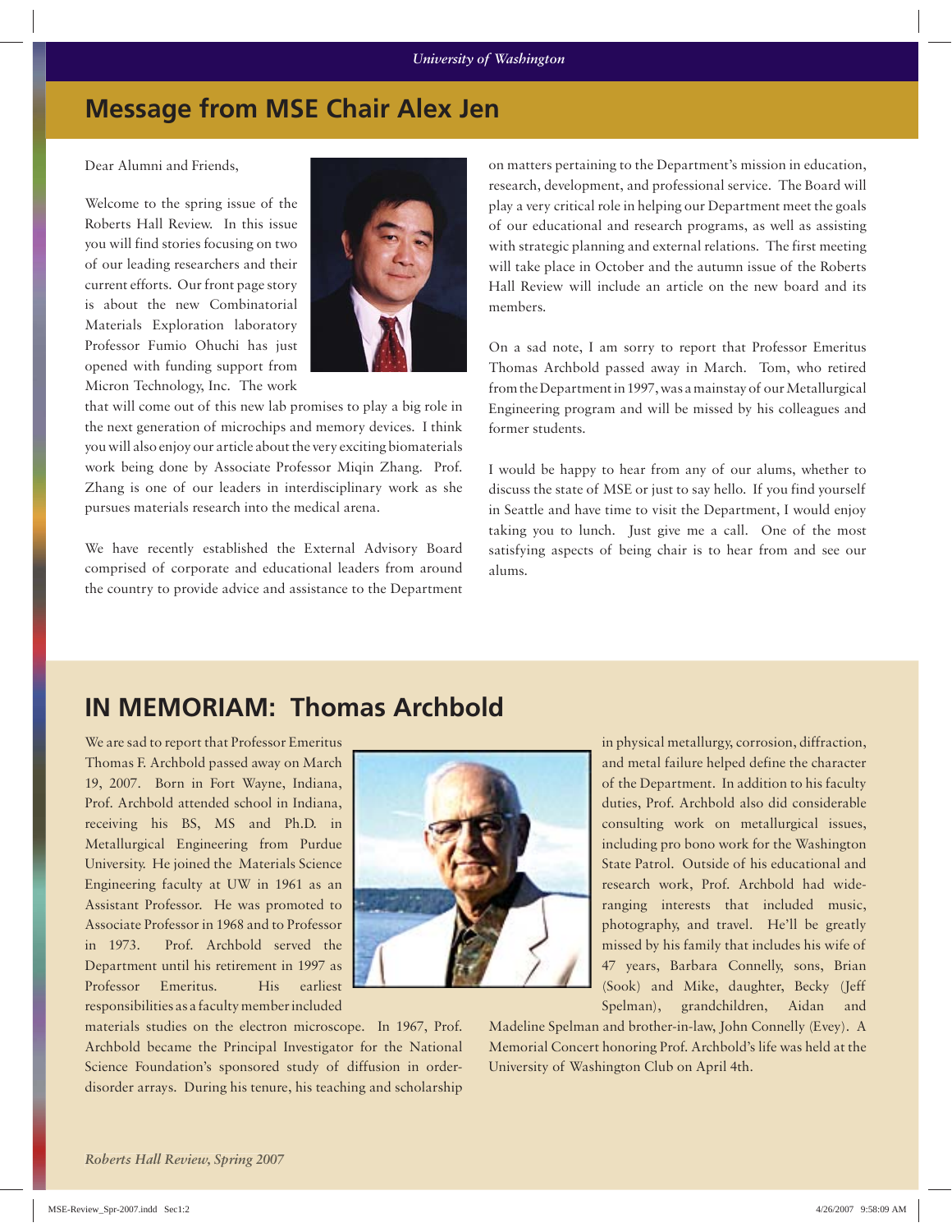## Message from MSE Chair Alex Jen

Dear Alumni and Friends,

Welcome to the spring issue of the Roberts Hall Review. In this issue you will find stories focusing on two of our leading researchers and their current efforts. Our front page story is about the new Combinatorial Materials Exploration laboratory Professor Fumio Ohuchi has just opened with funding support from Micron Technology, Inc. The work that will come out of this new lab promises to play a big role in the next generation of microchips and memory devices. I think you will also enjoy our article about the very exciting biomaterials work being done by Associate Professor Miqin Zhang. Prof. Zhang is one of our leaders in interdisciplinary work as she pursues materials research into the medical arena.

We have recently established the External Advisory Board comprised of corporate and educational leaders from around the country to provide advice and assistance to the Department on matters pertaining to the Department's mission in education, research, development, and professional service. The Board will play a very critical role in helping our Department meet the goals of our educational and research programs, as well as assisting with strategic planning and external relations. The first meeting will take place in October and the autumn issue of the Roberts Hall Review will include an article on the new board and its members.

On a sad note, I am sorry to report that Professor Emeritus Thomas Archbold passed away in March. Tom, who retired from the Department in 1997, was a mainstay of our Metallurgical Engineering program and will be missed by his colleagues and former students.

I would be happy to hear from any of our alums, whether to discuss the state of MSE or just to say hello. If you find yourself in Seattle and have time to visit the Department, I would enjoy taking you to lunch. Just give me a call. One of the most satisfying aspects of being chair is to hear from and see our alums.

## IN MEMORIAM: Thomas Archbold

We are sad to report that Professor Emeritus Thomas F. Archbold passed away on March 19, 2007. Born in Fort Wayne, Indiana, Prof. Archbold attended school in Indiana, receiving his BS, MS and Ph.D. in Metallurgical Engineering from Purdue University. He joined the Materials Science Engineering faculty at UW in 1961 as an Assistant Professor. He was promoted to Associate Professor in 1968 and to Professor in 1973. Prof. Archbold served the Department until his retirement in 1997 as Professor Emeritus. His earliest responsibilities as a faculty member included materials studies on the electron microscope. In 1967, Prof. Archbold became the Principal Investigator for the National Science Foundation's sponsored study of diffusion in order-disorder arrays. During his tenure, his teaching and scholarship in physical metallurgy, corrosion, diffraction, and metal failure helped define the character of the Department. In addition to his faculty duties, Prof. Archbold also did considerable consulting work on metallurgical issues, including pro bono work for the Washington State Patrol. Outside of his educational and research work, Prof. Archbold had wide-ranging interests that included music, photography, and travel. He'll be greatly missed by his family that includes his wife of 47 years, Barbara Connelly, sons, Brian (Sook) and Mike, daughter, Becky (Jeff Spelman), grandchildren, Aidan and Madeline Spelman and brother-in-law, John Connelly (Evey). A Memorial Concert honoring Prof. Archbold's life was held at the University of Washington Club on April 4th.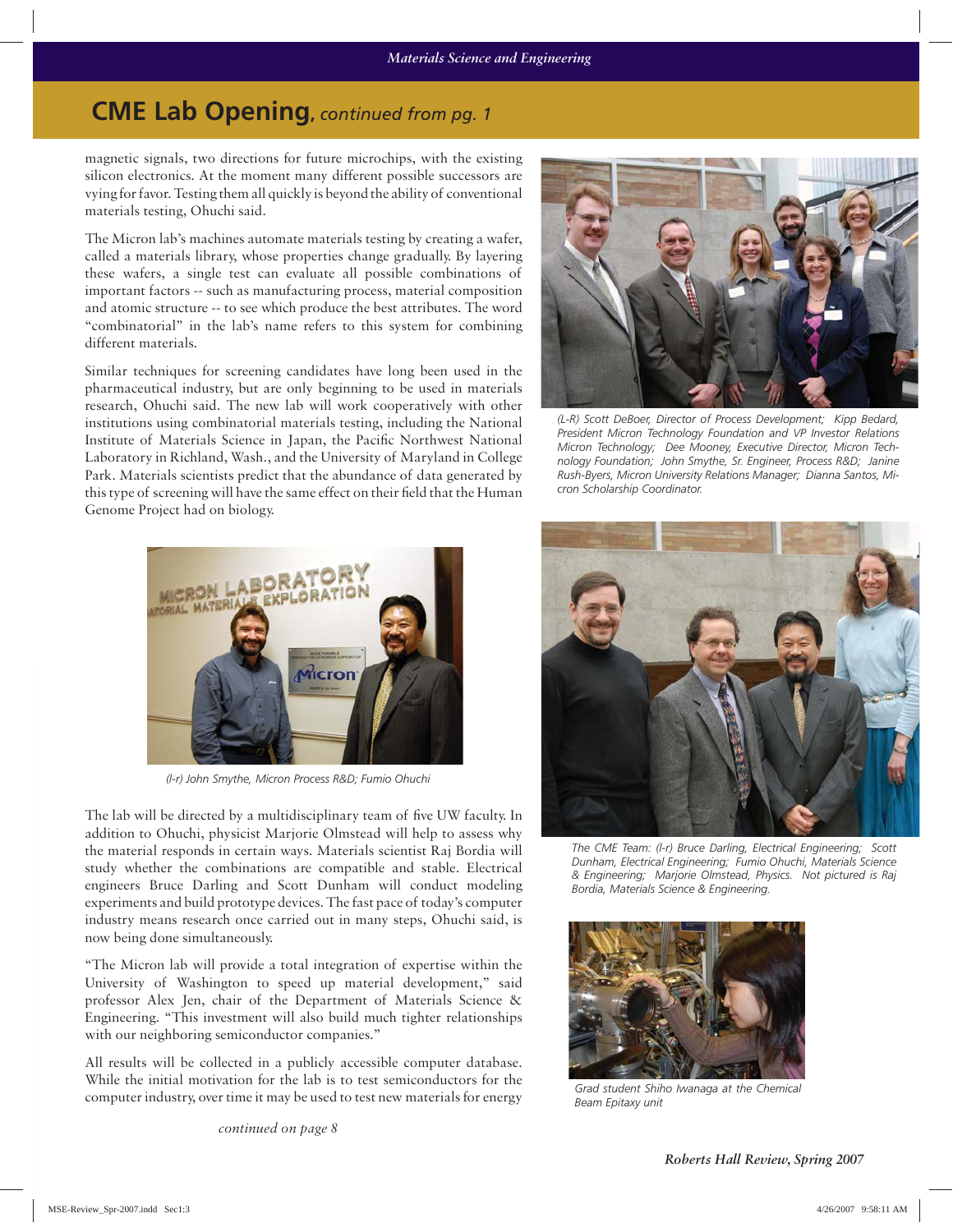## CME Lab Opening, *continued from pg. 1*

magnetic signals, two directions for future microchips, with the existing silicon electronics. At the moment many different possible successors are vying for favor. Testing them all quickly is beyond the ability of conventional materials testing, Ohuchi said.

The Micron lab's machines automate materials testing by creating a wafer, called a materials library, whose properties change gradually. By layering these wafers, a single test can evaluate all possible combinations of important factors -- such as manufacturing process, material composition and atomic structure -- to see which produce the best attributes. The word "combinatorial" in the lab's name refers to this system for combining different materials.

Similar techniques for screening candidates have long been used in the pharmaceutical industry, but are only beginning to be used in materials research, Ohuchi said. The new lab will work cooperatively with other institutions using combinatorial materials testing, including the National Institute of Materials Science in Japan, the Pacific Northwest National Laboratory in Richland, Wash., and the University of Maryland in College Park. Materials scientists predict that the abundance of data generated by this type of screening will have the same effect on their field that the Human Genome Project had on biology.

*(L-R) Scott DeBoer, Director of Process Development; Kipp Bedard, President Micron Technology Foundation and VP Investor Relations Micron Technology; Dee Mooney, Executive Director, Micron Technology Foundation; John Smythe, Sr. Engineer, Process R&D; Janine Rush-Byers, Micron University Relations Manager; Dianna Santos, Micron Scholarship Coordinator.*

*(l-r) John Smythe, Micron Process R&D; Fumio Ohuchi*

The lab will be directed by a multidisciplinary team of five UW faculty. In addition to Ohuchi, physicist Marjorie Olmstead will help to assess why the material responds in certain ways. Materials scientist Raj Bordia will study whether the combinations are compatible and stable. Electrical engineers Bruce Darling and Scott Dunham will conduct modeling experiments and build prototype devices. The fast pace of today's computer industry means research once carried out in many steps, Ohuchi said, is now being done simultaneously.

"The Micron lab will provide a total integration of expertise within the University of Washington to speed up material development," said professor Alex Jen, chair of the Department of Materials Science & Engineering. "This investment will also build much tighter relationships with our neighboring semiconductor companies."

All results will be collected in a publicly accessible computer database. While the initial motivation for the lab is to test semiconductors for the computer industry, over time it may be used to test new materials for energy

*continued on page 8*

*The CME Team: (l-r) Bruce Darling, Electrical Engineering; Scott Dunham, Electrical Engineering; Fumio Ohuchi, Materials Science & Engineering; Marjorie Olmstead, Physics. Not pictured is Raj Bordia, Materials Science & Engineering.*

*Grad student Shiho Iwanaga at the Chemical Beam Epitaxy unit*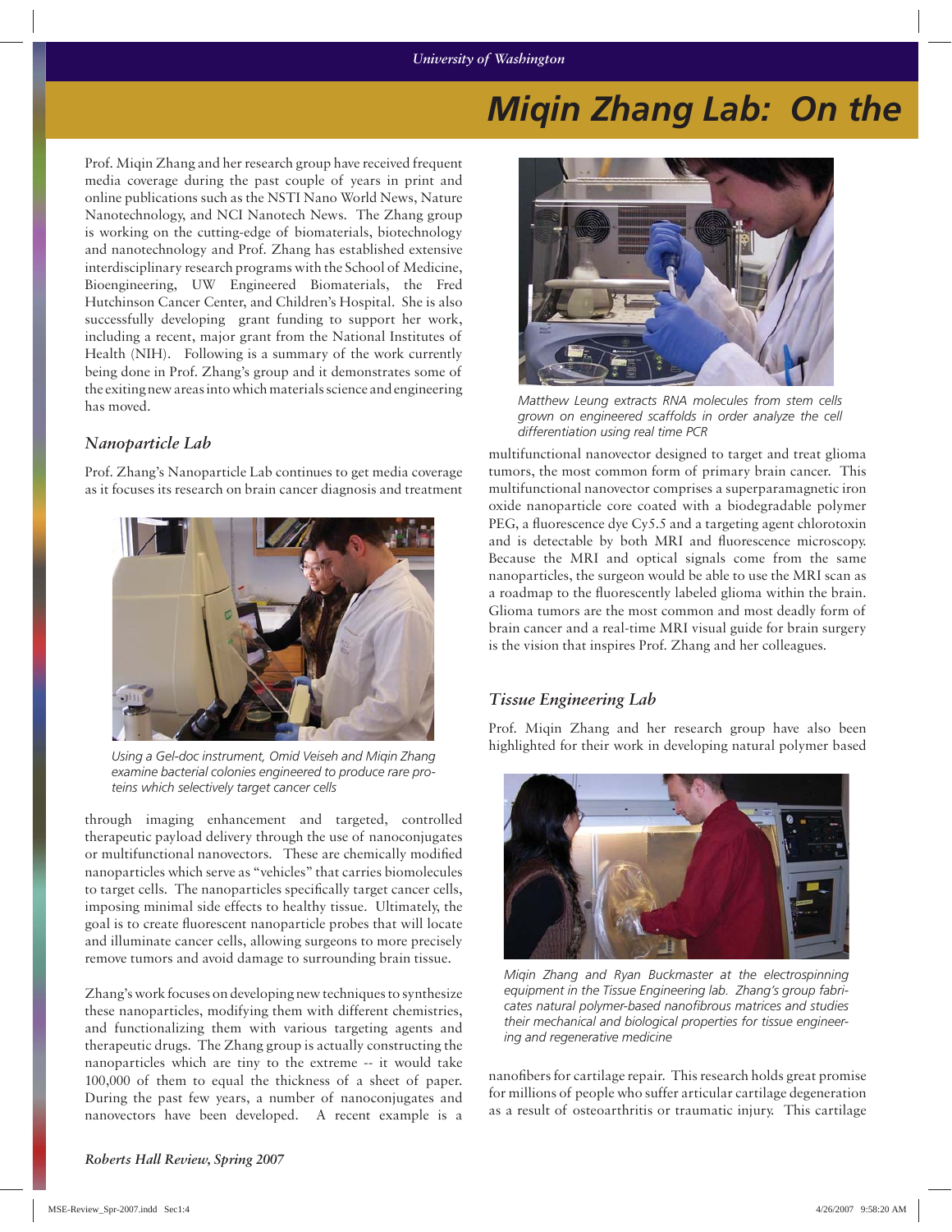# Miqin Zhang Lab: On the

Prof. Miqin Zhang and her research group have received frequent media coverage during the past couple of years in print and online publications such as the NSTI Nano World News, Nature Nanotechnology, and NCI Nanotech News. The Zhang group is working on the cutting-edge of biomaterials, biotechnology and nanotechnology and Prof. Zhang has established extensive interdisciplinary research programs with the School of Medicine, Bioengineering, UW Engineered Biomaterials, the Fred Hutchinson Cancer Center, and Children's Hospital. She is also successfully developing grant funding to support her work, including a recent, major grant from the National Institutes of Health (NIH). Following is a summary of the work currently being done in Prof. Zhang's group and it demonstrates some of the exiting new areas into which materials science and engineering has moved.

### Nanoparticle Lab

Prof. Zhang's Nanoparticle Lab continues to get media coverage as it focuses its research on brain cancer diagnosis and treatment through imaging enhancement and targeted, controlled therapeutic payload delivery through the use of nanoconjugates or multifunctional nanovectors. These are chemically modified nanoparticles which serve as "vehicles" that carries biomolecules to target cells. The nanoparticles specifically target cancer cells, imposing minimal side effects to healthy tissue. Ultimately, the goal is to create fluorescent nanoparticle probes that will locate and illuminate cancer cells, allowing surgeons to more precisely remove tumors and avoid damage to surrounding brain tissue.

*Using a Gel-doc instrument, Omid Veiseh and Miqin Zhang examine bacterial colonies engineered to produce rare proteins which selectively target cancer cells*

Zhang's work focuses on developing new techniques to synthesize these nanoparticles, modifying them with different chemistries, and functionalizing them with various targeting agents and therapeutic drugs. The Zhang group is actually constructing the nanoparticles which are tiny to the extreme -- it would take 100,000 of them to equal the thickness of a sheet of paper. During the past few years, a number of nanoconjugates and nanovectors have been developed. A recent example is a multifunctional nanovector designed to target and treat glioma tumors, the most common form of primary brain cancer. This multifunctional nanovector comprises a superparamagnetic iron oxide nanoparticle core coated with a biodegradable polymer PEG, a fluorescence dye Cy5.5 and a targeting agent chlorotoxin and is detectable by both MRI and fluorescence microscopy. Because the MRI and optical signals come from the same nanoparticles, the surgeon would be able to use the MRI scan as a roadmap to the fluorescently labeled glioma within the brain. Glioma tumors are the most common and most deadly form of brain cancer and a real-time MRI visual guide for brain surgery is the vision that inspires Prof. Zhang and her colleagues.

*Matthew Leung extracts RNA molecules from stem cells grown on engineered scaffolds in order analyze the cell differentiation using real time PCR*

### Tissue Engineering Lab

Prof. Miqin Zhang and her research group have also been highlighted for their work in developing natural polymer based nanofibers for cartilage repair. This research holds great promise for millions of people who suffer articular cartilage degeneration as a result of osteoarthritis or traumatic injury. This cartilage

*Miqin Zhang and Ryan Buckmaster at the electrospinning equipment in the Tissue Engineering lab. Zhang's group fabricates natural polymer-based nanofibrous matrices and studies their mechanical and biological properties for tissue engineering and regenerative medicine*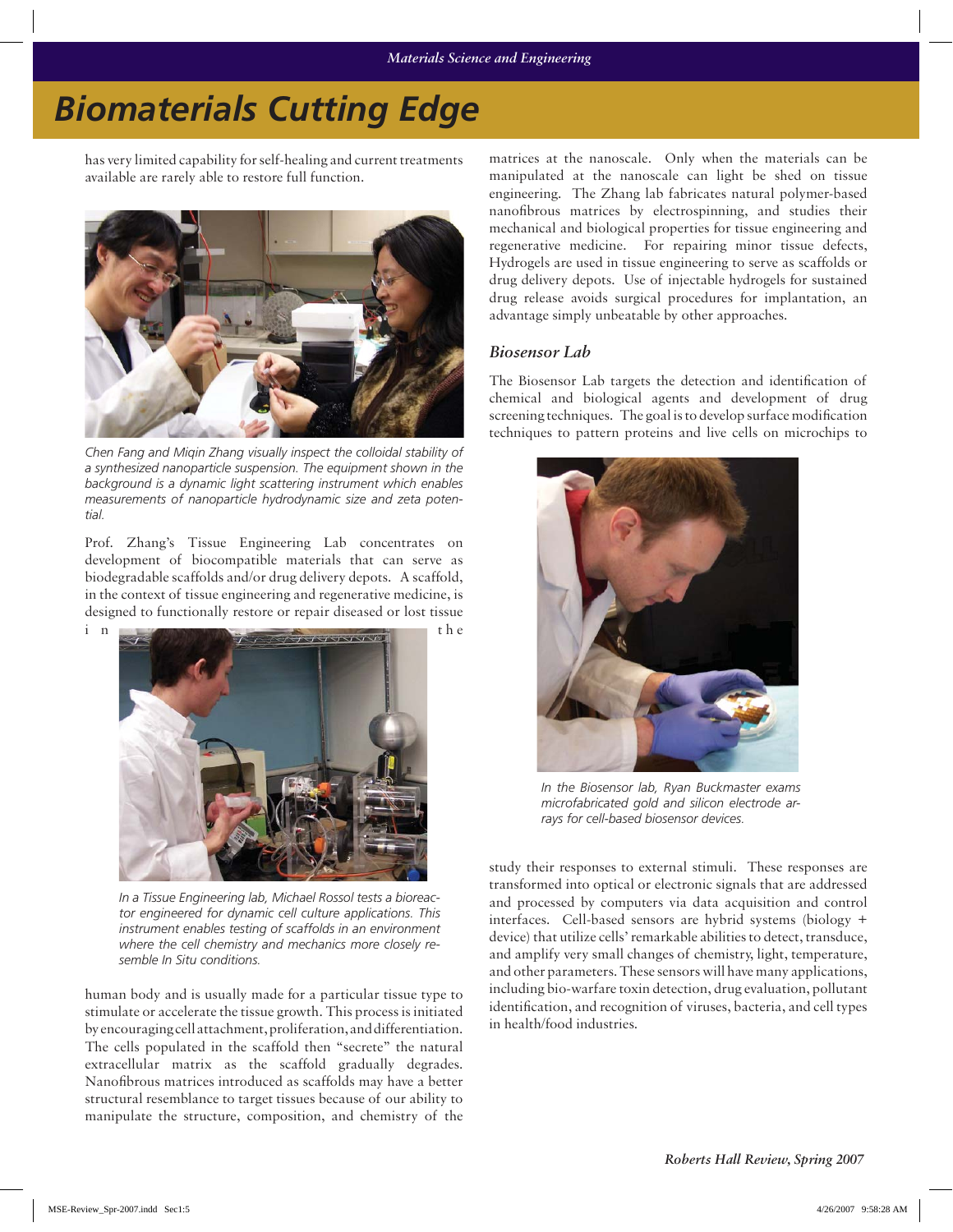has very limited capability for self-healing and current treatments available are rarely able to restore full function.

*Chen Fang and Miqin Zhang visually inspect the colloidal stability of a synthesized nanoparticle suspension. The equipment shown in the background is a dynamic light scattering instrument which enables measurements of nanoparticle hydrodynamic size and zeta potential.*

Prof. Zhang's Tissue Engineering Lab concentrates on development of biocompatible materials that can serve as biodegradable scaffolds and/or drug delivery depots. A scaffold, in the context of tissue engineering and regenerative medicine, is designed to functionally restore or repair diseased or lost tissue in the human body and is usually made for a particular tissue type to stimulate or accelerate the tissue growth. This process is initiated by encouraging cell attachment, proliferation, and differentiation. The cells populated in the scaffold then "secrete" the natural extracellular matrix as the scaffold gradually degrades. Nanofibrous matrices introduced as scaffolds may have a better structural resemblance to target tissues because of our ability to manipulate the structure, composition, and chemistry of the matrices at the nanoscale. Only when the materials can be manipulated at the nanoscale can light be shed on tissue engineering. The Zhang lab fabricates natural polymer-based nanofibrous matrices by electrospinning, and studies their mechanical and biological properties for tissue engineering and regenerative medicine. For repairing minor tissue defects, Hydrogels are used in tissue engineering to serve as scaffolds or drug delivery depots. Use of injectable hydrogels for sustained drug release avoids surgical procedures for implantation, an advantage simply unbeatable by other approaches.

*In a Tissue Engineering lab, Michael Rossol tests a bioreactor engineered for dynamic cell culture applications. This instrument enables testing of scaffolds in an environment where the cell chemistry and mechanics more closely resemble In Situ conditions.*

### *Biosensor Lab*

The Biosensor Lab targets the detection and identification of chemical and biological agents and development of drug screening techniques. The goal is to develop surface modification techniques to pattern proteins and live cells on microchips to study their responses to external stimuli. These responses are transformed into optical or electronic signals that are addressed and processed by computers via data acquisition and control interfaces. Cell-based sensors are hybrid systems (biology + device) that utilize cells' remarkable abilities to detect, transduce, and amplify very small changes of chemistry, light, temperature, and other parameters. These sensors will have many applications, including bio-warfare toxin detection, drug evaluation, pollutant identification, and recognition of viruses, bacteria, and cell types in health/food industries.

*In the Biosensor lab, Ryan Buckmaster exams microfabricated gold and silicon electrode arrays for cell-based biosensor devices.*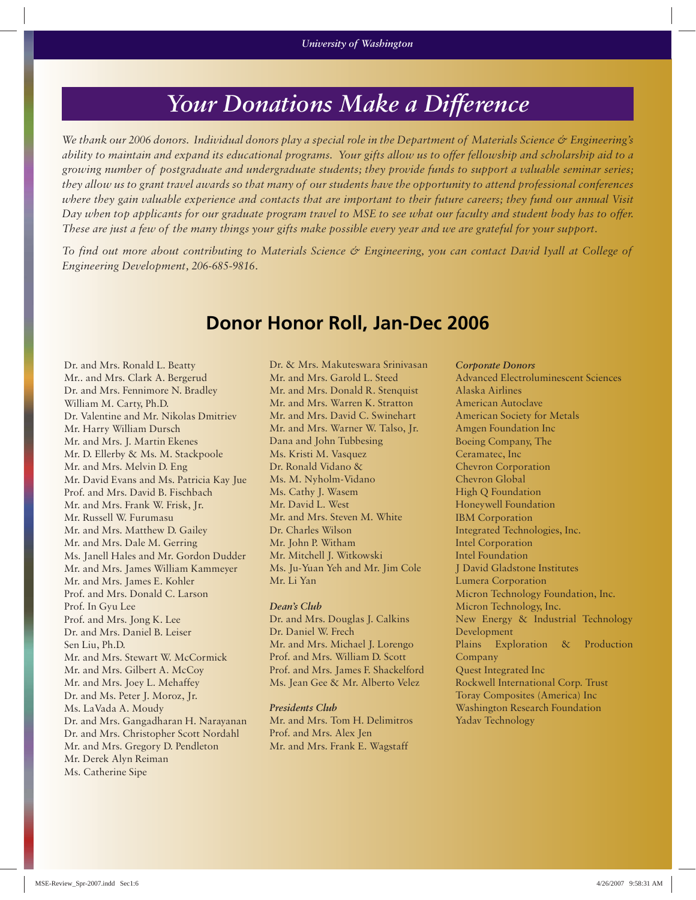# Your Donations Make a Difference

*We thank our 2006 donors. Individual donors play a special role in the Department of Materials Science & Engineering's ability to maintain and expand its educational programs. Your gifts allow us to offer fellowship and scholarship aid to a growing number of postgraduate and undergraduate students; they provide funds to support a valuable seminar series; they allow us to grant travel awards so that many of our students have the opportunity to attend professional conferences where they gain valuable experience and contacts that are important to their future careers; they fund our annual Visit Day when top applicants for our graduate program travel to MSE to see what our faculty and student body has to offer. These are just a few of the many things your gifts make possible every year and we are grateful for your support.*

*To find out more about contributing to Materials Science & Engineering, you can contact David Iyall at College of Engineering Development, 206-685-9816.*

## Donor Honor Roll, Jan-Dec 2006

Dr. and Mrs. Ronald L. Beatty
Mr.. and Mrs. Clark A. Bergerud
Dr. and Mrs. Fennimore N. Bradley
William M. Carty, Ph.D.
Dr. Valentine and Mr. Nikolas Dmitriev
Mr. Harry William Dursch
Mr. and Mrs. J. Martin Ekenes
Mr. D. Ellerby & Ms. M. Stackpoole
Mr. and Mrs. Melvin D. Eng
Mr. David Evans and Ms. Patricia Kay Jue
Prof. and Mrs. David B. Fischbach
Mr. and Mrs. Frank W. Frisk, Jr.
Mr. Russell W. Furumasu
Mr. and Mrs. Matthew D. Gailey
Mr. and Mrs. Dale M. Gerring
Ms. Janell Hales and Mr. Gordon Dudder
Mr. and Mrs. James William Kammeyer
Mr. and Mrs. James E. Kohler
Prof. and Mrs. Donald C. Larson
Prof. In Gyu Lee
Prof. and Mrs. Jong K. Lee
Dr. and Mrs. Daniel B. Leiser
Sen Liu, Ph.D.
Mr. and Mrs. Stewart W. McCormick
Mr. and Mrs. Gilbert A. McCoy
Mr. and Mrs. Joey L. Mehaffey
Dr. and Ms. Peter J. Moroz, Jr.
Ms. LaVada A. Moudy
Dr. and Mrs. Gangadharan H. Narayanan
Dr. and Mrs. Christopher Scott Nordahl
Mr. and Mrs. Gregory D. Pendleton
Mr. Derek Alyn Reiman
Ms. Catherine Sipe
Dr. & Mrs. Makuteswara Srinivasan
Mr. and Mrs. Garold L. Steed
Mr. and Mrs. Donald R. Stenquist
Mr. and Mrs. Warren K. Stratton
Mr. and Mrs. David C. Swinehart
Mr. and Mrs. Warner W. Talso, Jr.
Dana and John Tubbesing
Ms. Kristi M. Vasquez
Dr. Ronald Vidano &
Ms. M. Nyholm-Vidano
Ms. Cathy J. Wasem
Mr. David L. West
Mr. and Mrs. Steven M. White
Dr. Charles Wilson
Mr. John P. Witham
Mr. Mitchell J. Witkowski
Ms. Ju-Yuan Yeh and Mr. Jim Cole
Mr. Li Yan

***Dean's Club***

Dr. and Mrs. Douglas J. Calkins
Dr. Daniel W. Frech
Mr. and Mrs. Michael J. Lorengo
Prof. and Mrs. William D. Scott
Prof. and Mrs. James F. Shackelford
Ms. Jean Gee & Mr. Alberto Velez

***Presidents Club***

Mr. and Mrs. Tom H. Delimitros
Prof. and Mrs. Alex Jen
Mr. and Mrs. Frank E. Wagstaff

***Corporate Donors***

Advanced Electroluminescent Sciences
Alaska Airlines
American Autoclave
American Society for Metals
Amgen Foundation Inc
Boeing Company, The
Ceramatec, Inc
Chevron Corporation
Chevron Global
High Q Foundation
Honeywell Foundation
IBM Corporation
Integrated Technologies, Inc.
Intel Corporation
Intel Foundation
J David Gladstone Institutes
Lumera Corporation
Micron Technology Foundation, Inc.
Micron Technology, Inc.
New Energy & Industrial Technology Development
Plains Exploration & Production Company
Quest Integrated Inc
Rockwell International Corp. Trust
Toray Composites (America) Inc
Washington Research Foundation
Yadav Technology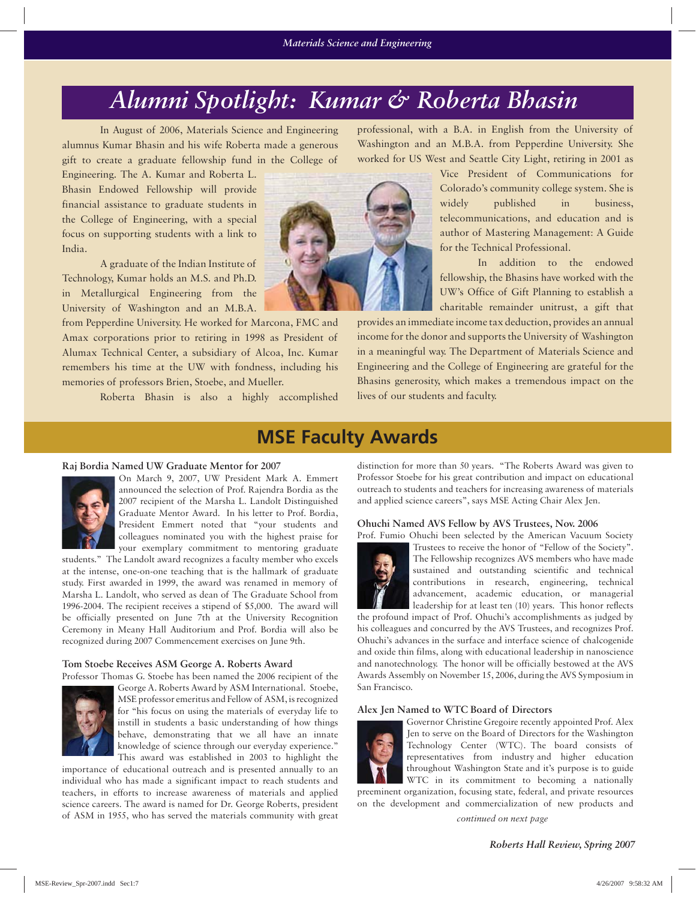# Alumni Spotlight: Kumar & Roberta Bhasin

In August of 2006, Materials Science and Engineering alumnus Kumar Bhasin and his wife Roberta made a generous gift to create a graduate fellowship fund in the College of Engineering. The A. Kumar and Roberta L. Bhasin Endowed Fellowship will provide financial assistance to graduate students in the College of Engineering, with a special focus on supporting students with a link to India.

A graduate of the Indian Institute of Technology, Kumar holds an M.S. and Ph.D. in Metallurgical Engineering from the University of Washington and an M.B.A. from Pepperdine University. He worked for Marcona, FMC and Amax corporations prior to retiring in 1998 as President of Alumax Technical Center, a subsidiary of Alcoa, Inc. Kumar remembers his time at the UW with fondness, including his memories of professors Brien, Stoebe, and Mueller.

Roberta Bhasin is also a highly accomplished professional, with a B.A. in English from the University of Washington and an M.B.A. from Pepperdine University. She worked for US West and Seattle City Light, retiring in 2001 as Vice President of Communications for Colorado's community college system. She is widely published in business, telecommunications, and education and is author of Mastering Management: A Guide for the Technical Professional.

In addition to the endowed fellowship, the Bhasins have worked with the UW's Office of Gift Planning to establish a charitable remainder unitrust, a gift that provides an immediate income tax deduction, provides an annual income for the donor and supports the University of Washington in a meaningful way. The Department of Materials Science and Engineering and the College of Engineering are grateful for the Bhasins generosity, which makes a tremendous impact on the lives of our students and faculty.

# MSE Faculty Awards

### Raj Bordia Named UW Graduate Mentor for 2007

On March 9, 2007, UW President Mark A. Emmert announced the selection of Prof. Rajendra Bordia as the 2007 recipient of the Marsha L. Landolt Distinguished Graduate Mentor Award. In his letter to Prof. Bordia, President Emmert noted that "your students and colleagues nominated you with the highest praise for your exemplary commitment to mentoring graduate students." The Landolt award recognizes a faculty member who excels at the intense, one-on-one teaching that is the hallmark of graduate study. First awarded in 1999, the award was renamed in memory of Marsha L. Landolt, who served as dean of The Graduate School from 1996-2004. The recipient receives a stipend of $5,000. The award will be officially presented on June 7th at the University Recognition Ceremony in Meany Hall Auditorium and Prof. Bordia will also be recognized during 2007 Commencement exercises on June 9th.

### Tom Stoebe Receives ASM George A. Roberts Award

Professor Thomas G. Stoebe has been named the 2006 recipient of the George A. Roberts Award by ASM International. Stoebe, MSE professor emeritus and Fellow of ASM, is recognized for "his focus on using the materials of everyday life to instill in students a basic understanding of how things behave, demonstrating that we all have an innate knowledge of science through our everyday experience." This award was established in 2003 to highlight the importance of educational outreach and is presented annually to an individual who has made a significant impact to reach students and teachers, in efforts to increase awareness of materials and applied science careers. The award is named for Dr. George Roberts, president of ASM in 1955, who has served the materials community with great distinction for more than 50 years. "The Roberts Award was given to Professor Stoebe for his great contribution and impact on educational outreach to students and teachers for increasing awareness of materials and applied science careers", says MSE Acting Chair Alex Jen.

### Ohuchi Named AVS Fellow by AVS Trustees, Nov. 2006

Prof. Fumio Ohuchi been selected by the American Vacuum Society Trustees to receive the honor of "Fellow of the Society". The Fellowship recognizes AVS members who have made sustained and outstanding scientific and technical contributions in research, engineering, technical advancement, academic education, or managerial leadership for at least ten (10) years. This honor reflects the profound impact of Prof. Ohuchi's accomplishments as judged by his colleagues and concurred by the AVS Trustees, and recognizes Prof. Ohuchi's advances in the surface and interface science of chalcogenide and oxide thin films, along with educational leadership in nanoscience and nanotechnology. The honor will be officially bestowed at the AVS Awards Assembly on November 15, 2006, during the AVS Symposium in San Francisco.

### Alex Jen Named to WTC Board of Directors

Governor Christine Gregoire recently appointed Prof. Alex Jen to serve on the Board of Directors for the Washington Technology Center (WTC). The board consists of representatives from industry and higher education throughout Washington State and it's purpose is to guide WTC in its commitment to becoming a nationally preeminent organization, focusing state, federal, and private resources on the development and commercialization of new products and

*continued on next page*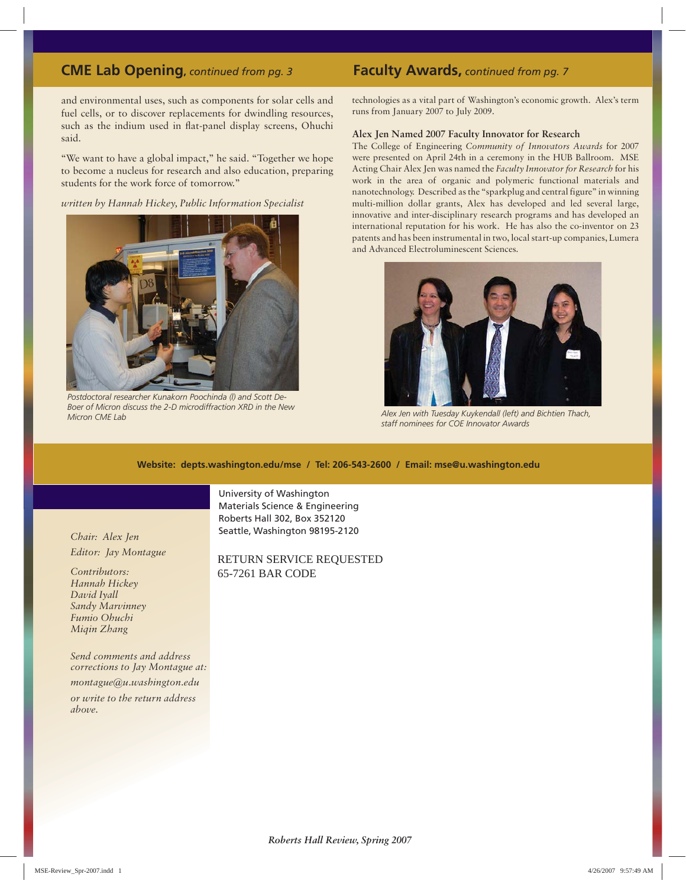## CME Lab Opening, *continued from pg. 3*

and environmental uses, such as components for solar cells and fuel cells, or to discover replacements for dwindling resources, such as the indium used in flat-panel display screens, Ohuchi said.

"We want to have a global impact," he said. "Together we hope to become a nucleus for research and also education, preparing students for the work force of tomorrow."

*written by Hannah Hickey, Public Information Specialist*

*Postdoctoral researcher Kunakorn Poochinda (l) and Scott DeBoer of Micron discuss the 2-D microdiffraction XRD in the New Micron CME Lab*

## Faculty Awards, *continued from pg. 7*

technologies as a vital part of Washington's economic growth. Alex's term runs from January 2007 to July 2009.

**Alex Jen Named 2007 Faculty Innovator for Research**

The College of Engineering *Community of Innovators Awards* for 2007 were presented on April 24th in a ceremony in the HUB Ballroom. MSE Acting Chair Alex Jen was named the *Faculty Innovator for Research* for his work in the area of organic and polymeric functional materials and nanotechnology. Described as the "sparkplug and central figure" in winning multi-million dollar grants, Alex has developed and led several large, innovative and inter-disciplinary research programs and has developed an international reputation for his work. He has also the co-inventor on 23 patents and has been instrumental in two, local start-up companies, Lumera and Advanced Electroluminescent Sciences.

*Alex Jen with Tuesday Kuykendall (left) and Bichtien Thach, staff nominees for COE Innovator Awards*

**Website: depts.washington.edu/mse / Tel: 206-543-2600 / Email: mse@u.washington.edu**

University of Washington
Materials Science & Engineering
Roberts Hall 302, Box 352120
Seattle, Washington 98195-2120

RETURN SERVICE REQUESTED
65-7261 BAR CODE

*Chair: Alex Jen*
*Editor: Jay Montague*

*Contributors:*
*Hannah Hickey*
*David Iyall*
*Sandy Marvinney*
*Fumio Ohuchi*
*Miqin Zhang*

*Send comments and address corrections to Jay Montague at:*
*montague@u.washington.edu*
*or write to the return address above.*

***Roberts Hall Review, Spring 2007***